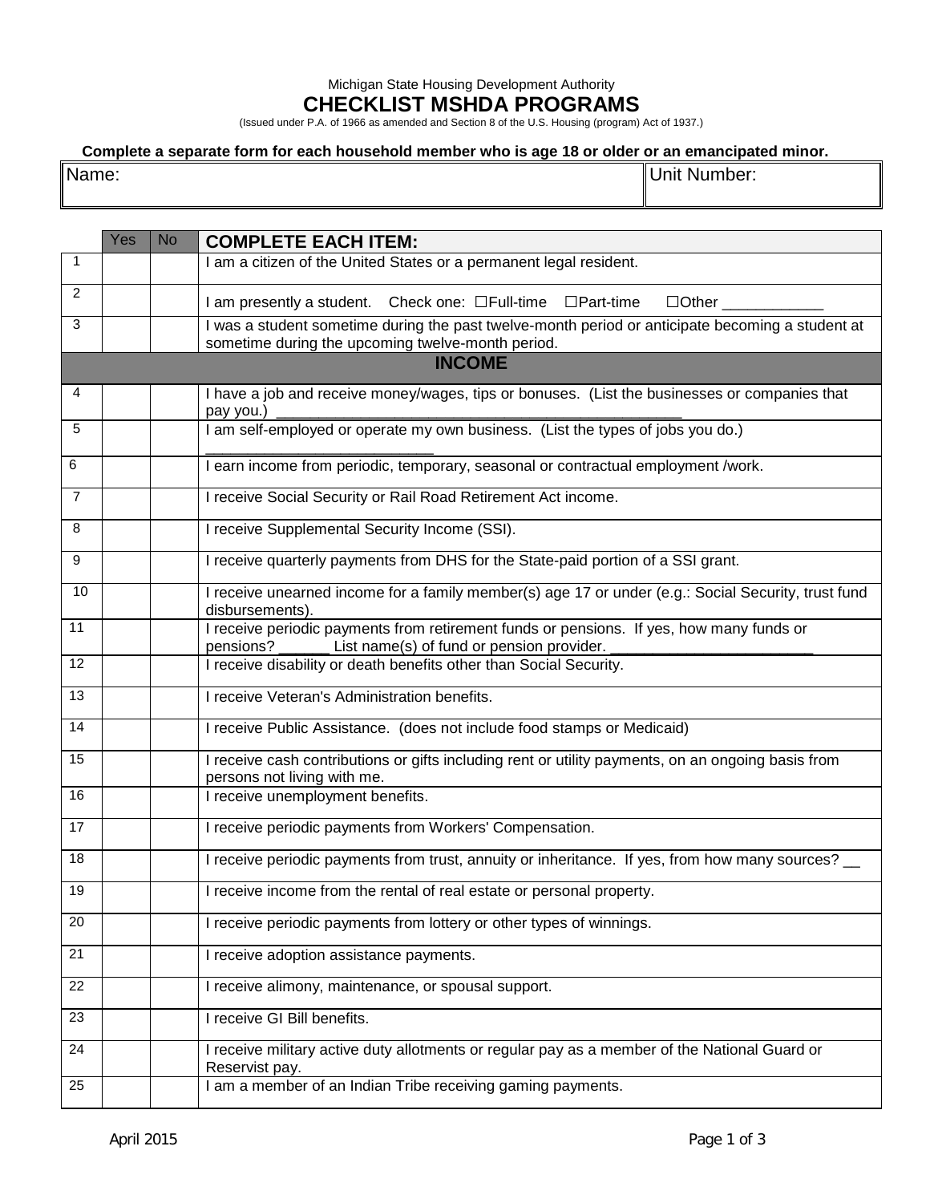Michigan State Housing Development Authority

# CHECKLIST MSHDA PROGRAMS

(Issued under P.A. of 1966 as amended and Section 8 of the U.S. Housing (program) Act of 1937.)

**Complete a separate form for each household member who is age 18 or older or an emancipated minor.**

| Name: | Unit Number: |
|---|---|
| | |

| | Yes | No | **COMPLETE EACH ITEM:** |
|---|---|---|---|
| 1 | | | I am a citizen of the United States or a permanent legal resident. |
| 2 | | | I am presently a student. Check one: ☐Full-time ☐Part-time ☐Other ____________ |
| 3 | | | I was a student sometime during the past twelve-month period or anticipate becoming a student at sometime during the upcoming twelve-month period. |
| | | | **INCOME** |
| 4 | | | I have a job and receive money/wages, tips or bonuses. (List the businesses or companies that pay you.) __________________________________________________ |
| 5 | | | I am self-employed or operate my own business. (List the types of jobs you do.) __________________________ |
| 6 | | | I earn income from periodic, temporary, seasonal or contractual employment /work. |
| 7 | | | I receive Social Security or Rail Road Retirement Act income. |
| 8 | | | I receive Supplemental Security Income (SSI). |
| 9 | | | I receive quarterly payments from DHS for the State-paid portion of a SSI grant. |
| 10 | | | I receive unearned income for a family member(s) age 17 or under (e.g.: Social Security, trust fund disbursements). |
| 11 | | | I receive periodic payments from retirement funds or pensions. If yes, how many funds or pensions? ______ List name(s) of fund or pension provider. ________________________ |
| 12 | | | I receive disability or death benefits other than Social Security. |
| 13 | | | I receive Veteran's Administration benefits. |
| 14 | | | I receive Public Assistance. (does not include food stamps or Medicaid) |
| 15 | | | I receive cash contributions or gifts including rent or utility payments, on an ongoing basis from persons not living with me. |
| 16 | | | I receive unemployment benefits. |
| 17 | | | I receive periodic payments from Workers' Compensation. |
| 18 | | | I receive periodic payments from trust, annuity or inheritance. If yes, from how many sources? __ |
| 19 | | | I receive income from the rental of real estate or personal property. |
| 20 | | | I receive periodic payments from lottery or other types of winnings. |
| 21 | | | I receive adoption assistance payments. |
| 22 | | | I receive alimony, maintenance, or spousal support. |
| 23 | | | I receive GI Bill benefits. |
| 24 | | | I receive military active duty allotments or regular pay as a member of the National Guard or Reservist pay. |
| 25 | | | I am a member of an Indian Tribe receiving gaming payments. |

April 2015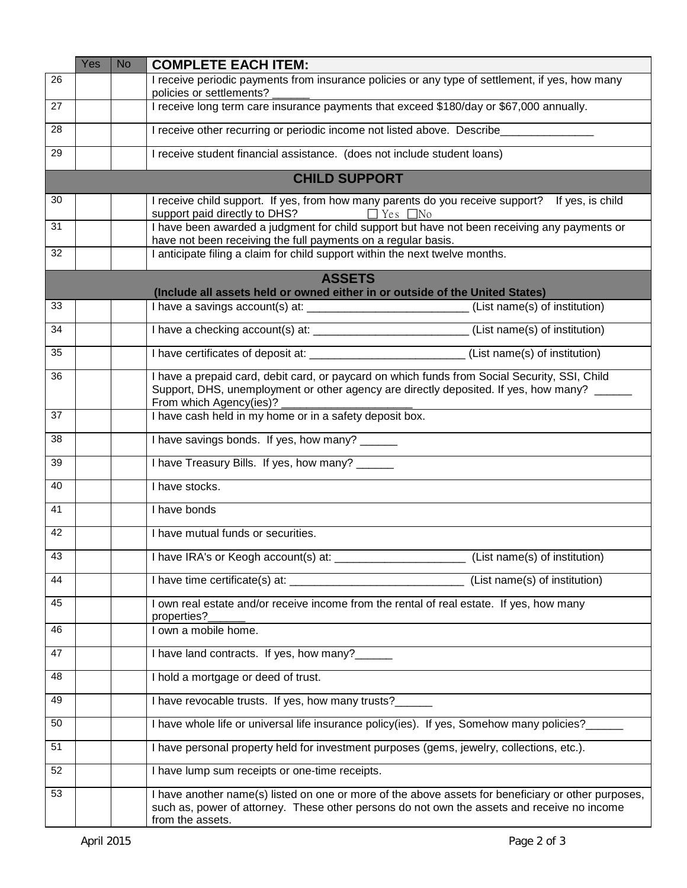| | Yes | No | COMPLETE EACH ITEM: |
|---|---|---|---|
| 26 | | | I receive periodic payments from insurance policies or any type of settlement, if yes, how many policies or settlements? ______ |
| 27 | | | I receive long term care insurance payments that exceed $180/day or $67,000 annually. |
| 28 | | | I receive other recurring or periodic income not listed above. Describe_______________ |
| 29 | | | I receive student financial assistance. (does not include student loans) |
| | | | **CHILD SUPPORT** |
| 30 | | | I receive child support. If yes, from how many parents do you receive support? If yes, is child support paid directly to DHS? ☐ Yes ☐No |
| 31 | | | I have been awarded a judgment for child support but have not been receiving any payments or have not been receiving the full payments on a regular basis. |
| 32 | | | I anticipate filing a claim for child support within the next twelve months. |
| | | | **ASSETS** **(Include all assets held or owned either in or outside of the United States)** |
| 33 | | | I have a savings account(s) at: __________________________ (List name(s) of institution) |
| 34 | | | I have a checking account(s) at: _________________________ (List name(s) of institution) |
| 35 | | | I have certificates of deposit at: _________________________ (List name(s) of institution) |
| 36 | | | I have a prepaid card, debit card, or paycard on which funds from Social Security, SSI, Child Support, DHS, unemployment or other agency are directly deposited. If yes, how many? ______ From which Agency(ies)? _____________________ |
| 37 | | | I have cash held in my home or in a safety deposit box. |
| 38 | | | I have savings bonds. If yes, how many? ______ |
| 39 | | | I have Treasury Bills. If yes, how many? ______ |
| 40 | | | I have stocks. |
| 41 | | | I have bonds |
| 42 | | | I have mutual funds or securities. |
| 43 | | | I have IRA's or Keogh account(s) at: _____________________ (List name(s) of institution) |
| 44 | | | I have time certificate(s) at: ____________________________ (List name(s) of institution) |
| 45 | | | I own real estate and/or receive income from the rental of real estate. If yes, how many properties?______ |
| 46 | | | I own a mobile home. |
| 47 | | | I have land contracts. If yes, how many?______ |
| 48 | | | I hold a mortgage or deed of trust. |
| 49 | | | I have revocable trusts. If yes, how many trusts?______ |
| 50 | | | I have whole life or universal life insurance policy(ies). If yes, Somehow many policies?______ |
| 51 | | | I have personal property held for investment purposes (gems, jewelry, collections, etc.). |
| 52 | | | I have lump sum receipts or one-time receipts. |
| 53 | | | I have another name(s) listed on one or more of the above assets for beneficiary or other purposes, such as, power of attorney. These other persons do not own the assets and receive no income from the assets. |

April 2015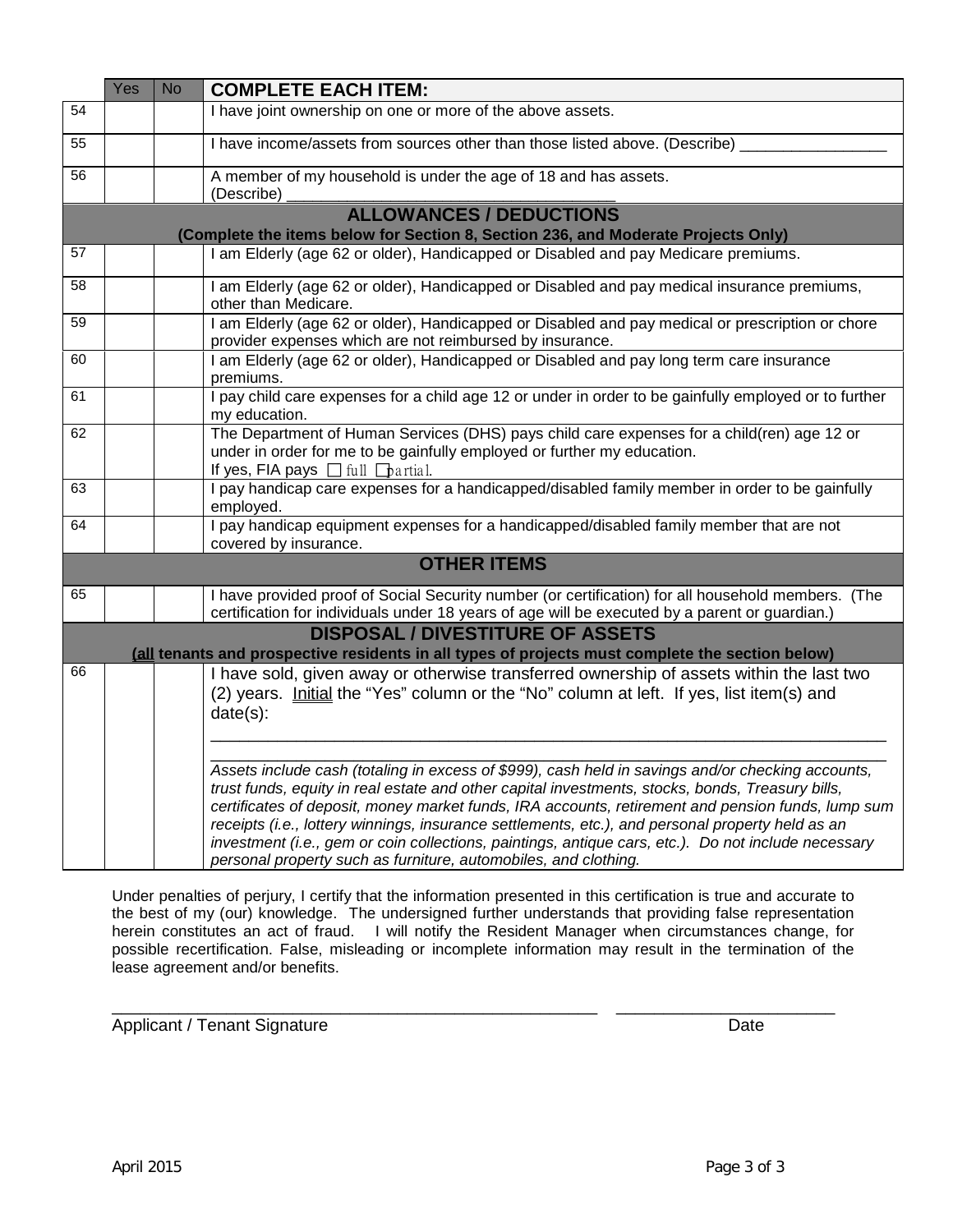| | Yes | No | COMPLETE EACH ITEM: |
|---|---|---|---|
| 54 | | | I have joint ownership on one or more of the above assets. |
| 55 | | | I have income/assets from sources other than those listed above. (Describe) _________________ |
| 56 | | | A member of my household is under the age of 18 and has assets. (Describe) ______________________________________ |
| **ALLOWANCES / DEDUCTIONS** **(Complete the items below for Section 8, Section 236, and Moderate Projects Only)** | | | |
| 57 | | | I am Elderly (age 62 or older), Handicapped or Disabled and pay Medicare premiums. |
| 58 | | | I am Elderly (age 62 or older), Handicapped or Disabled and pay medical insurance premiums, other than Medicare. |
| 59 | | | I am Elderly (age 62 or older), Handicapped or Disabled and pay medical or prescription or chore provider expenses which are not reimbursed by insurance. |
| 60 | | | I am Elderly (age 62 or older), Handicapped or Disabled and pay long term care insurance premiums. |
| 61 | | | I pay child care expenses for a child age 12 or under in order to be gainfully employed or to further my education. |
| 62 | | | The Department of Human Services (DHS) pays child care expenses for a child(ren) age 12 or under in order for me to be gainfully employed or further my education. If yes, FIA pays ☐ full ☐ partial. |
| 63 | | | I pay handicap care expenses for a handicapped/disabled family member in order to be gainfully employed. |
| 64 | | | I pay handicap equipment expenses for a handicapped/disabled family member that are not covered by insurance. |
| **OTHER ITEMS** | | | |
| 65 | | | I have provided proof of Social Security number (or certification) for all household members. (The certification for individuals under 18 years of age will be executed by a parent or guardian.) |
| **DISPOSAL / DIVESTITURE OF ASSETS** **(all tenants and prospective residents in all types of projects must complete the section below)** | | | |
| 66 | | | I have sold, given away or otherwise transferred ownership of assets within the last two (2) years. Initial the "Yes" column or the "No" column at left. If yes, list item(s) and date(s): ______________________________________________________________________ ______________________________________________________________________ *Assets include cash (totaling in excess of $999), cash held in savings and/or checking accounts, trust funds, equity in real estate and other capital investments, stocks, bonds, Treasury bills, certificates of deposit, money market funds, IRA accounts, retirement and pension funds, lump sum receipts (i.e., lottery winnings, insurance settlements, etc.), and personal property held as an investment (i.e., gem or coin collections, paintings, antique cars, etc.). Do not include necessary personal property such as furniture, automobiles, and clothing.* |

Under penalties of perjury, I certify that the information presented in this certification is true and accurate to the best of my (our) knowledge. The undersigned further understands that providing false representation herein constitutes an act of fraud. I will notify the Resident Manager when circumstances change, for possible recertification. False, misleading or incomplete information may result in the termination of the lease agreement and/or benefits.

_____________________________________________________ ________________________

Applicant / Tenant Signature Date

April 2015